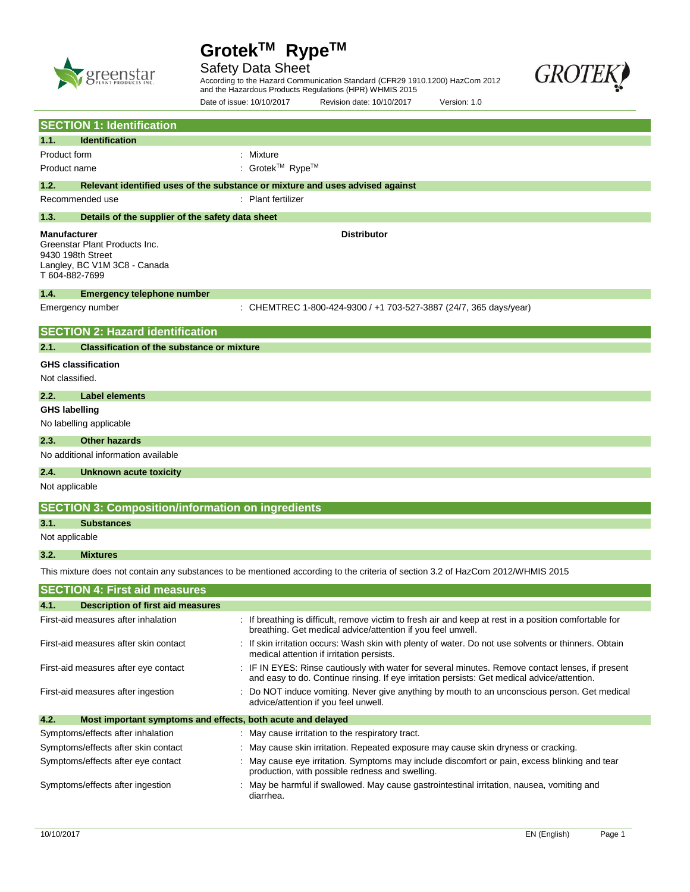# Grotek™ Rype™

Safety Data Sheet

According to the Hazard Communication Standard (CFR29 1910.1200) HazCom 2012 and the Hazardous Products Regulations (HPR) WHMIS 2015

Date of issue: 10/10/2017 Revision date: 10/10/2017 Version: 1.0

## SECTION 1: Identification

### 1.1. Identification

| | |
|---|---|
| Product form | : Mixture |
| Product name | : Grotek™ Rype™ |

### 1.2. Relevant identified uses of the substance or mixture and uses advised against

| | |
|---|---|
| Recommended use | : Plant fertilizer |

### 1.3. Details of the supplier of the safety data sheet

**Manufacturer**
Greenstar Plant Products Inc.
9430 198th Street
Langley, BC V1M 3C8 - Canada
T 604-882-7699

**Distributor**

### 1.4. Emergency telephone number

| | |
|---|---|
| Emergency number | : CHEMTREC 1-800-424-9300 / +1 703-527-3887 (24/7, 365 days/year) |

## SECTION 2: Hazard identification

### 2.1. Classification of the substance or mixture

**GHS classification**

Not classified.

### 2.2. Label elements

**GHS labelling**

No labelling applicable

### 2.3. Other hazards

No additional information available

### 2.4. Unknown acute toxicity

Not applicable

## SECTION 3: Composition/information on ingredients

### 3.1. Substances

Not applicable

### 3.2. Mixtures

This mixture does not contain any substances to be mentioned according to the criteria of section 3.2 of HazCom 2012/WHMIS 2015

## SECTION 4: First aid measures

### 4.1. Description of first aid measures

| | |
|---|---|
| First-aid measures after inhalation | : If breathing is difficult, remove victim to fresh air and keep at rest in a position comfortable for breathing. Get medical advice/attention if you feel unwell. |
| First-aid measures after skin contact | : If skin irritation occurs: Wash skin with plenty of water. Do not use solvents or thinners. Obtain medical attention if irritation persists. |
| First-aid measures after eye contact | : IF IN EYES: Rinse cautiously with water for several minutes. Remove contact lenses, if present and easy to do. Continue rinsing. If eye irritation persists: Get medical advice/attention. |
| First-aid measures after ingestion | : Do NOT induce vomiting. Never give anything by mouth to an unconscious person. Get medical advice/attention if you feel unwell. |

### 4.2. Most important symptoms and effects, both acute and delayed

| | |
|---|---|
| Symptoms/effects after inhalation | : May cause irritation to the respiratory tract. |
| Symptoms/effects after skin contact | : May cause skin irritation. Repeated exposure may cause skin dryness or cracking. |
| Symptoms/effects after eye contact | : May cause eye irritation. Symptoms may include discomfort or pain, excess blinking and tear production, with possible redness and swelling. |
| Symptoms/effects after ingestion | : May be harmful if swallowed. May cause gastrointestinal irritation, nausea, vomiting and diarrhea. |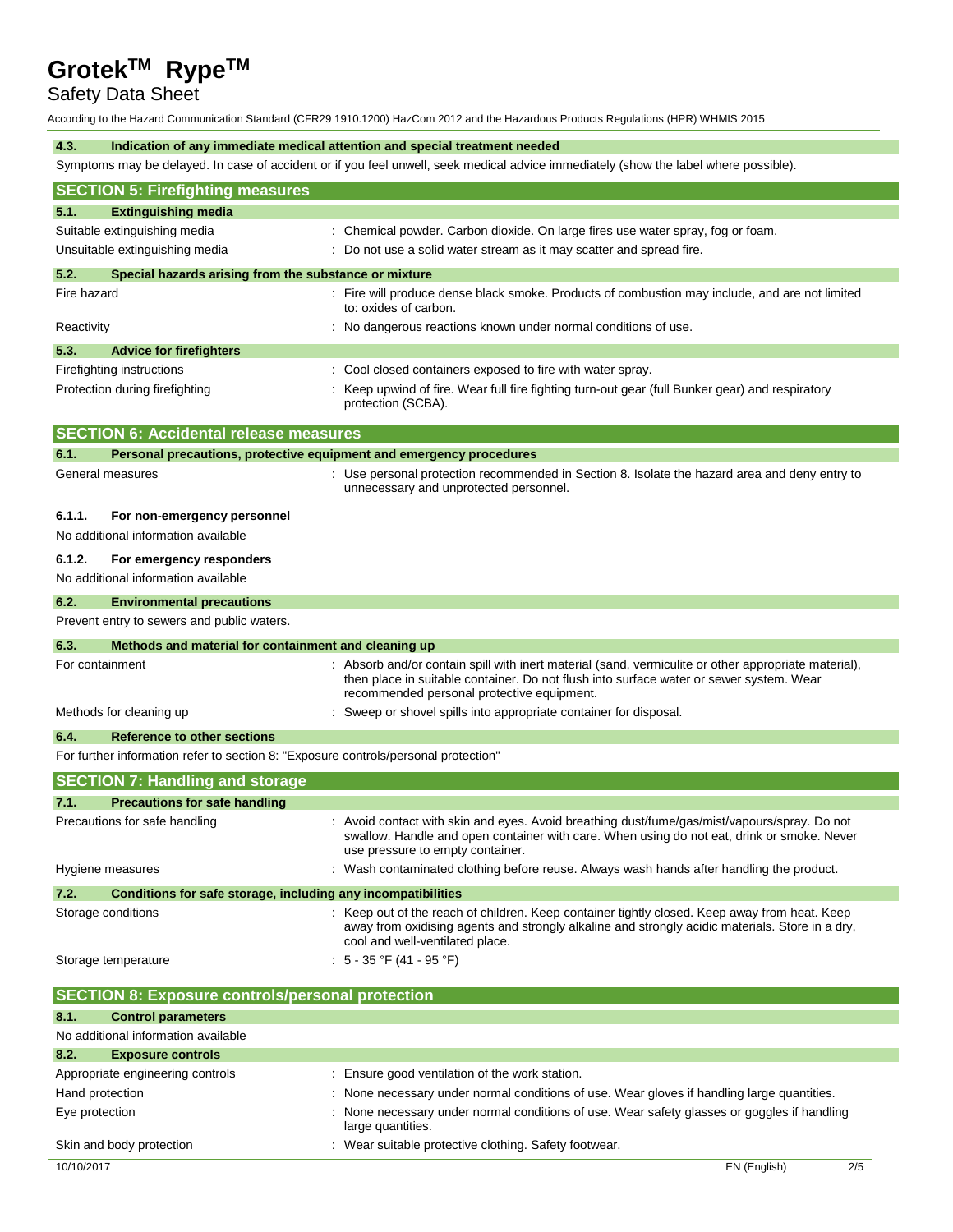#### 4.3. Indication of any immediate medical attention and special treatment needed

Symptoms may be delayed. In case of accident or if you feel unwell, seek medical advice immediately (show the label where possible).

## SECTION 5: Firefighting measures

#### 5.1. Extinguishing media

| | |
|---|---|
| Suitable extinguishing media | : Chemical powder. Carbon dioxide. On large fires use water spray, fog or foam. |
| Unsuitable extinguishing media | : Do not use a solid water stream as it may scatter and spread fire. |

#### 5.2. Special hazards arising from the substance or mixture

| | |
|---|---|
| Fire hazard | : Fire will produce dense black smoke. Products of combustion may include, and are not limited to: oxides of carbon. |
| Reactivity | : No dangerous reactions known under normal conditions of use. |

#### 5.3. Advice for firefighters

| | |
|---|---|
| Firefighting instructions | : Cool closed containers exposed to fire with water spray. |
| Protection during firefighting | : Keep upwind of fire. Wear full fire fighting turn-out gear (full Bunker gear) and respiratory protection (SCBA). |

## SECTION 6: Accidental release measures

#### 6.1. Personal precautions, protective equipment and emergency procedures

| | |
|---|---|
| General measures | : Use personal protection recommended in Section 8. Isolate the hazard area and deny entry to unnecessary and unprotected personnel. |

##### 6.1.1. For non-emergency personnel

No additional information available

##### 6.1.2. For emergency responders

No additional information available

#### 6.2. Environmental precautions

Prevent entry to sewers and public waters.

#### 6.3. Methods and material for containment and cleaning up

| | |
|---|---|
| For containment | : Absorb and/or contain spill with inert material (sand, vermiculite or other appropriate material), then place in suitable container. Do not flush into surface water or sewer system. Wear recommended personal protective equipment. |
| Methods for cleaning up | : Sweep or shovel spills into appropriate container for disposal. |

#### 6.4. Reference to other sections

For further information refer to section 8: "Exposure controls/personal protection"

## SECTION 7: Handling and storage

#### 7.1. Precautions for safe handling

| | |
|---|---|
| Precautions for safe handling | : Avoid contact with skin and eyes. Avoid breathing dust/fume/gas/mist/vapours/spray. Do not swallow. Handle and open container with care. When using do not eat, drink or smoke. Never use pressure to empty container. |
| Hygiene measures | : Wash contaminated clothing before reuse. Always wash hands after handling the product. |

#### 7.2. Conditions for safe storage, including any incompatibilities

| | |
|---|---|
| Storage conditions | : Keep out of the reach of children. Keep container tightly closed. Keep away from heat. Keep away from oxidising agents and strongly alkaline and strongly acidic materials. Store in a dry, cool and well-ventilated place. |
| Storage temperature | : 5 - 35 °F (41 - 95 °F) |

## SECTION 8: Exposure controls/personal protection

#### 8.1. Control parameters

No additional information available

#### 8.2. Exposure controls

| | |
|---|---|
| Appropriate engineering controls | : Ensure good ventilation of the work station. |
| Hand protection | : None necessary under normal conditions of use. Wear gloves if handling large quantities. |
| Eye protection | : None necessary under normal conditions of use. Wear safety glasses or goggles if handling large quantities. |
| Skin and body protection | : Wear suitable protective clothing. Safety footwear. |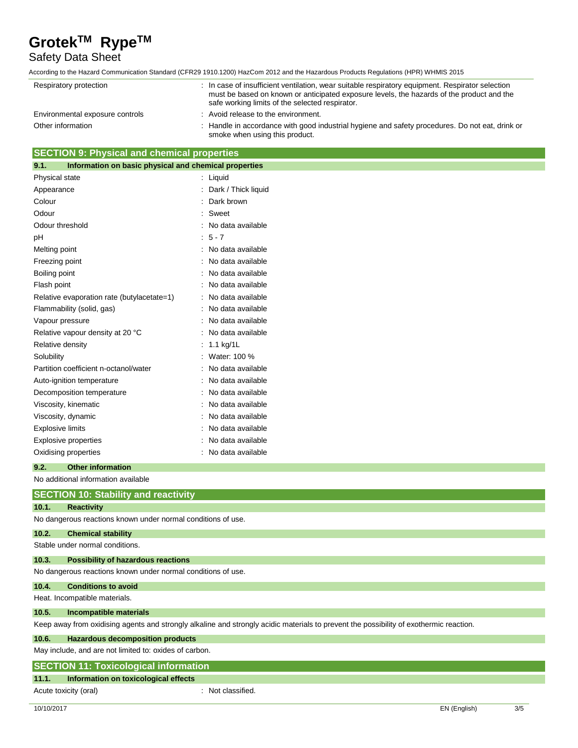| | |
|---|---|
| Respiratory protection | : In case of insufficient ventilation, wear suitable respiratory equipment. Respirator selection must be based on known or anticipated exposure levels, the hazards of the product and the safe working limits of the selected respirator. |
| Environmental exposure controls | : Avoid release to the environment. |
| Other information | : Handle in accordance with good industrial hygiene and safety procedures. Do not eat, drink or smoke when using this product. |

## SECTION 9: Physical and chemical properties

### 9.1. Information on basic physical and chemical properties

| | |
|---|---|
| Physical state | : Liquid |
| Appearance | : Dark / Thick liquid |
| Colour | : Dark brown |
| Odour | : Sweet |
| Odour threshold | : No data available |
| pH | : 5 - 7 |
| Melting point | : No data available |
| Freezing point | : No data available |
| Boiling point | : No data available |
| Flash point | : No data available |
| Relative evaporation rate (butylacetate=1) | : No data available |
| Flammability (solid, gas) | : No data available |
| Vapour pressure | : No data available |
| Relative vapour density at 20 °C | : No data available |
| Relative density | : 1.1 kg/1L |
| Solubility | : Water: 100 % |
| Partition coefficient n-octanol/water | : No data available |
| Auto-ignition temperature | : No data available |
| Decomposition temperature | : No data available |
| Viscosity, kinematic | : No data available |
| Viscosity, dynamic | : No data available |
| Explosive limits | : No data available |
| Explosive properties | : No data available |
| Oxidising properties | : No data available |

### 9.2. Other information

No additional information available

## SECTION 10: Stability and reactivity

### 10.1. Reactivity

No dangerous reactions known under normal conditions of use.

### 10.2. Chemical stability

Stable under normal conditions.

### 10.3. Possibility of hazardous reactions

No dangerous reactions known under normal conditions of use.

### 10.4. Conditions to avoid

Heat. Incompatible materials.

### 10.5. Incompatible materials

Keep away from oxidising agents and strongly alkaline and strongly acidic materials to prevent the possibility of exothermic reaction.

### 10.6. Hazardous decomposition products

May include, and are not limited to: oxides of carbon.

## SECTION 11: Toxicological information

### 11.1. Information on toxicological effects

| | |
|---|---|
| Acute toxicity (oral) | : Not classified. |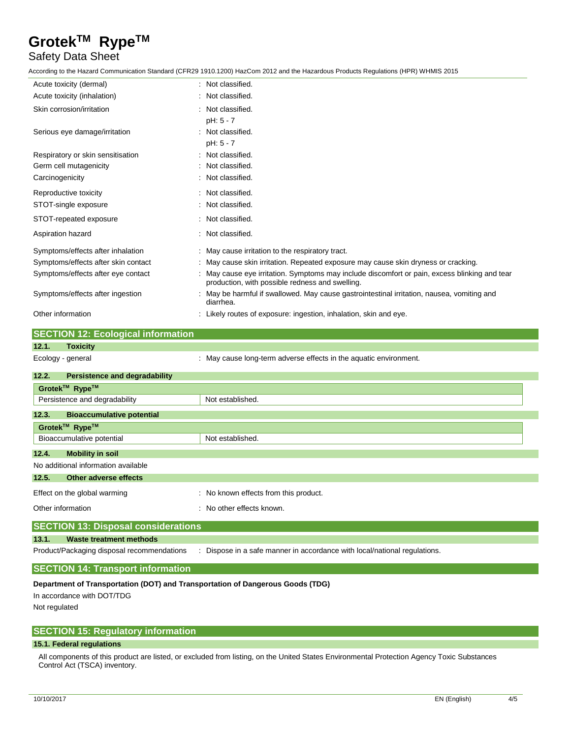| | |
|---|---|
| Acute toxicity (dermal) | : Not classified. |
| Acute toxicity (inhalation) | : Not classified. |
| Skin corrosion/irritation | : Not classified.<br>pH: 5 - 7 |
| Serious eye damage/irritation | : Not classified.<br>pH: 5 - 7 |
| Respiratory or skin sensitisation | : Not classified. |
| Germ cell mutagenicity | : Not classified. |
| Carcinogenicity | : Not classified. |
| Reproductive toxicity | : Not classified. |
| STOT-single exposure | : Not classified. |
| STOT-repeated exposure | : Not classified. |
| Aspiration hazard | : Not classified. |
| Symptoms/effects after inhalation | : May cause irritation to the respiratory tract. |
| Symptoms/effects after skin contact | : May cause skin irritation. Repeated exposure may cause skin dryness or cracking. |
| Symptoms/effects after eye contact | : May cause eye irritation. Symptoms may include discomfort or pain, excess blinking and tear production, with possible redness and swelling. |
| Symptoms/effects after ingestion | : May be harmful if swallowed. May cause gastrointestinal irritation, nausea, vomiting and diarrhea. |
| Other information | : Likely routes of exposure: ingestion, inhalation, skin and eye. |

## SECTION 12: Ecological information

### 12.1. Toxicity

Ecology - general : May cause long-term adverse effects in the aquatic environment.

### 12.2. Persistence and degradability

| Grotek™ Rype™ | |
|---|---|
| Persistence and degradability | Not established. |

### 12.3. Bioaccumulative potential

| Grotek™ Rype™ | |
|---|---|
| Bioaccumulative potential | Not established. |

### 12.4. Mobility in soil

No additional information available

### 12.5. Other adverse effects

Effect on the global warming : No known effects from this product.

Other information : No other effects known.

## SECTION 13: Disposal considerations

### 13.1. Waste treatment methods

Product/Packaging disposal recommendations : Dispose in a safe manner in accordance with local/national regulations.

## SECTION 14: Transport information

**Department of Transportation (DOT) and Transportation of Dangerous Goods (TDG)**

In accordance with DOT/TDG

Not regulated

## SECTION 15: Regulatory information

### 15.1. Federal regulations

All components of this product are listed, or excluded from listing, on the United States Environmental Protection Agency Toxic Substances Control Act (TSCA) inventory.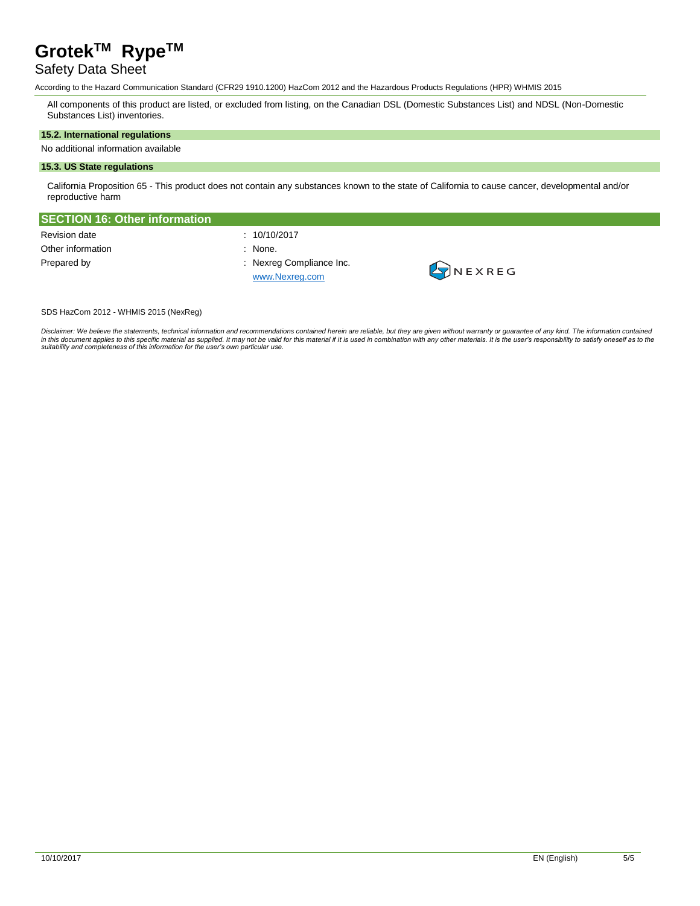All components of this product are listed, or excluded from listing, on the Canadian DSL (Domestic Substances List) and NDSL (Non-Domestic Substances List) inventories.

### 15.2. International regulations

No additional information available

### 15.3. US State regulations

California Proposition 65 - This product does not contain any substances known to the state of California to cause cancer, developmental and/or reproductive harm

## SECTION 16: Other information

| | |
|---|---|
| Revision date | : 10/10/2017 |
| Other information | : None. |
| Prepared by | : Nexreg Compliance Inc. www.Nexreg.com |

NEXREG

SDS HazCom 2012 - WHMIS 2015 (NexReg)

*Disclaimer: We believe the statements, technical information and recommendations contained herein are reliable, but they are given without warranty or guarantee of any kind. The information contained in this document applies to this specific material as supplied. It may not be valid for this material if it is used in combination with any other materials. It is the user's responsibility to satisfy oneself as to the suitability and completeness of this information for the user's own particular use.*